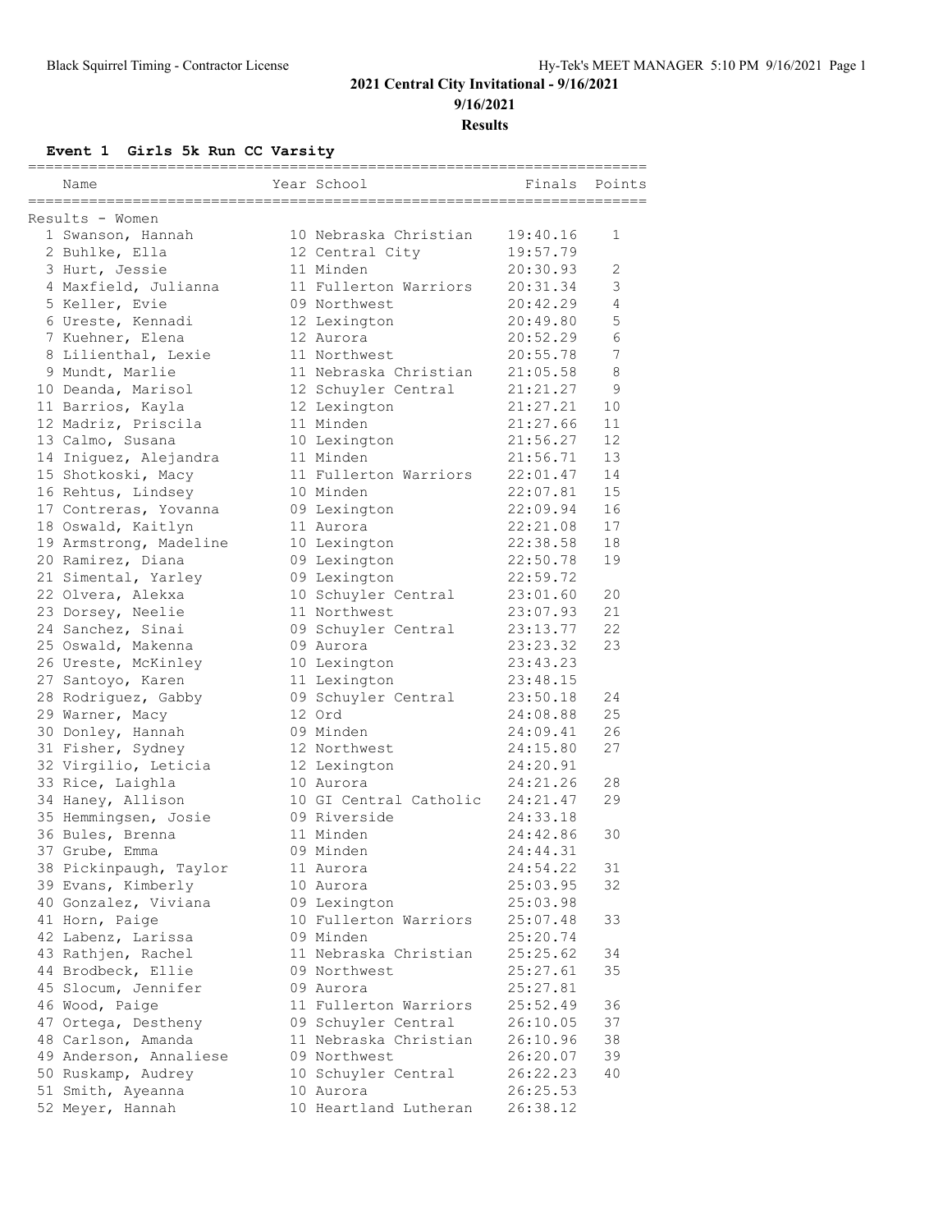# 2021 Central City Invitational - 9/16/2021

**9/16/2021**

**Results**

### Event 1 Girls 5k Run CC Varsity

Results - Women

| Place | Name | Year | School | Finals | Points |
|---|---|---|---|---|---|
| 1 | Swanson, Hannah | 10 | Nebraska Christian | 19:40.16 | 1 |
| 2 | Buhlke, Ella | 12 | Central City | 19:57.79 | |
| 3 | Hurt, Jessie | 11 | Minden | 20:30.93 | 2 |
| 4 | Maxfield, Julianna | 11 | Fullerton Warriors | 20:31.34 | 3 |
| 5 | Keller, Evie | 09 | Northwest | 20:42.29 | 4 |
| 6 | Ureste, Kennadi | 12 | Lexington | 20:49.80 | 5 |
| 7 | Kuehner, Elena | 12 | Aurora | 20:52.29 | 6 |
| 8 | Lilienthal, Lexie | 11 | Northwest | 20:55.78 | 7 |
| 9 | Mundt, Marlie | 11 | Nebraska Christian | 21:05.58 | 8 |
| 10 | Deanda, Marisol | 12 | Schuyler Central | 21:21.27 | 9 |
| 11 | Barrios, Kayla | 12 | Lexington | 21:27.21 | 10 |
| 12 | Madriz, Priscila | 11 | Minden | 21:27.66 | 11 |
| 13 | Calmo, Susana | 10 | Lexington | 21:56.27 | 12 |
| 14 | Iniguez, Alejandra | 11 | Minden | 21:56.71 | 13 |
| 15 | Shotkoski, Macy | 11 | Fullerton Warriors | 22:01.47 | 14 |
| 16 | Rehtus, Lindsey | 10 | Minden | 22:07.81 | 15 |
| 17 | Contreras, Yovanna | 09 | Lexington | 22:09.94 | 16 |
| 18 | Oswald, Kaitlyn | 11 | Aurora | 22:21.08 | 17 |
| 19 | Armstrong, Madeline | 10 | Lexington | 22:38.58 | 18 |
| 20 | Ramirez, Diana | 09 | Lexington | 22:50.78 | 19 |
| 21 | Simental, Yarley | 09 | Lexington | 22:59.72 | |
| 22 | Olvera, Alekxa | 10 | Schuyler Central | 23:01.60 | 20 |
| 23 | Dorsey, Neelie | 11 | Northwest | 23:07.93 | 21 |
| 24 | Sanchez, Sinai | 09 | Schuyler Central | 23:13.77 | 22 |
| 25 | Oswald, Makenna | 09 | Aurora | 23:23.32 | 23 |
| 26 | Ureste, McKinley | 10 | Lexington | 23:43.23 | |
| 27 | Santoyo, Karen | 11 | Lexington | 23:48.15 | |
| 28 | Rodriguez, Gabby | 09 | Schuyler Central | 23:50.18 | 24 |
| 29 | Warner, Macy | 12 | Ord | 24:08.88 | 25 |
| 30 | Donley, Hannah | 09 | Minden | 24:09.41 | 26 |
| 31 | Fisher, Sydney | 12 | Northwest | 24:15.80 | 27 |
| 32 | Virgilio, Leticia | 12 | Lexington | 24:20.91 | |
| 33 | Rice, Laighla | 10 | Aurora | 24:21.26 | 28 |
| 34 | Haney, Allison | 10 | GI Central Catholic | 24:21.47 | 29 |
| 35 | Hemmingsen, Josie | 09 | Riverside | 24:33.18 | |
| 36 | Bules, Brenna | 11 | Minden | 24:42.86 | 30 |
| 37 | Grube, Emma | 09 | Minden | 24:44.31 | |
| 38 | Pickinpaugh, Taylor | 11 | Aurora | 24:54.22 | 31 |
| 39 | Evans, Kimberly | 10 | Aurora | 25:03.95 | 32 |
| 40 | Gonzalez, Viviana | 09 | Lexington | 25:03.98 | |
| 41 | Horn, Paige | 10 | Fullerton Warriors | 25:07.48 | 33 |
| 42 | Labenz, Larissa | 09 | Minden | 25:20.74 | |
| 43 | Rathjen, Rachel | 11 | Nebraska Christian | 25:25.62 | 34 |
| 44 | Brodbeck, Ellie | 09 | Northwest | 25:27.61 | 35 |
| 45 | Slocum, Jennifer | 09 | Aurora | 25:27.81 | |
| 46 | Wood, Paige | 11 | Fullerton Warriors | 25:52.49 | 36 |
| 47 | Ortega, Destheny | 09 | Schuyler Central | 26:10.05 | 37 |
| 48 | Carlson, Amanda | 11 | Nebraska Christian | 26:10.96 | 38 |
| 49 | Anderson, Annaliese | 09 | Northwest | 26:20.07 | 39 |
| 50 | Ruskamp, Audrey | 10 | Schuyler Central | 26:22.23 | 40 |
| 51 | Smith, Ayeanna | 10 | Aurora | 26:25.53 | |
| 52 | Meyer, Hannah | 10 | Heartland Lutheran | 26:38.12 | |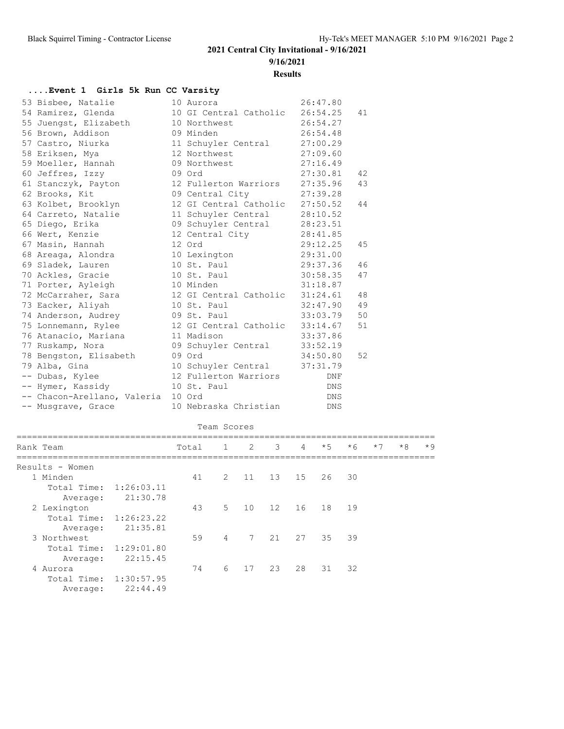# 2021 Central City Invitational - 9/16/2021

9/16/2021

**Results**

### ....Event 1 Girls 5k Run CC Varsity

| Place | Name | Year | School | Time | Points |
|---|---|---|---|---|---|
| 53 | Bisbee, Natalie | 10 | Aurora | 26:47.80 | |
| 54 | Ramirez, Glenda | 10 | GI Central Catholic | 26:54.25 | 41 |
| 55 | Juengst, Elizabeth | 10 | Northwest | 26:54.27 | |
| 56 | Brown, Addison | 09 | Minden | 26:54.48 | |
| 57 | Castro, Niurka | 11 | Schuyler Central | 27:00.29 | |
| 58 | Eriksen, Mya | 12 | Northwest | 27:09.60 | |
| 59 | Moeller, Hannah | 09 | Northwest | 27:16.49 | |
| 60 | Jeffres, Izzy | 09 | Ord | 27:30.81 | 42 |
| 61 | Stanczyk, Payton | 12 | Fullerton Warriors | 27:35.96 | 43 |
| 62 | Brooks, Kit | 09 | Central City | 27:39.28 | |
| 63 | Kolbet, Brooklyn | 12 | GI Central Catholic | 27:50.52 | 44 |
| 64 | Carreto, Natalie | 11 | Schuyler Central | 28:10.52 | |
| 65 | Diego, Erika | 09 | Schuyler Central | 28:23.51 | |
| 66 | Wert, Kenzie | 12 | Central City | 28:41.85 | |
| 67 | Masin, Hannah | 12 | Ord | 29:12.25 | 45 |
| 68 | Areaga, Alondra | 10 | Lexington | 29:31.00 | |
| 69 | Sladek, Lauren | 10 | St. Paul | 29:37.36 | 46 |
| 70 | Ackles, Gracie | 10 | St. Paul | 30:58.35 | 47 |
| 71 | Porter, Ayleigh | 10 | Minden | 31:18.87 | |
| 72 | McCarraher, Sara | 12 | GI Central Catholic | 31:24.61 | 48 |
| 73 | Eacker, Aliyah | 10 | St. Paul | 32:47.90 | 49 |
| 74 | Anderson, Audrey | 09 | St. Paul | 33:03.79 | 50 |
| 75 | Lonnemann, Rylee | 12 | GI Central Catholic | 33:14.67 | 51 |
| 76 | Atanacio, Mariana | 11 | Madison | 33:37.86 | |
| 77 | Ruskamp, Nora | 09 | Schuyler Central | 33:52.19 | |
| 78 | Bengston, Elisabeth | 09 | Ord | 34:50.80 | 52 |
| 79 | Alba, Gina | 10 | Schuyler Central | 37:31.79 | |
| -- | Dubas, Kylee | 12 | Fullerton Warriors | DNF | |
| -- | Hymer, Kassidy | 10 | St. Paul | DNS | |
| -- | Chacon-Arellano, Valeria | 10 | Ord | DNS | |
| -- | Musgrave, Grace | 10 | Nebraska Christian | DNS | |

Team Scores

| Rank Team | | Total | 1 | 2 | 3 | 4 | *5 | *6 | *7 | *8 | *9 |
|---|---|---|---|---|---|---|---|---|---|---|---|
| Results - Women | | | | | | | | | | | |
| 1 Minden | | 41 | 2 | 11 | 13 | 15 | 26 | 30 | | | |
| Total Time: | 1:26:03.11 | | | | | | | | | | |
| Average: | 21:30.78 | | | | | | | | | | |
| 2 Lexington | | 43 | 5 | 10 | 12 | 16 | 18 | 19 | | | |
| Total Time: | 1:26:23.22 | | | | | | | | | | |
| Average: | 21:35.81 | | | | | | | | | | |
| 3 Northwest | | 59 | 4 | 7 | 21 | 27 | 35 | 39 | | | |
| Total Time: | 1:29:01.80 | | | | | | | | | | |
| Average: | 22:15.45 | | | | | | | | | | |
| 4 Aurora | | 74 | 6 | 17 | 23 | 28 | 31 | 32 | | | |
| Total Time: | 1:30:57.95 | | | | | | | | | | |
| Average: | 22:44.49 | | | | | | | | | | |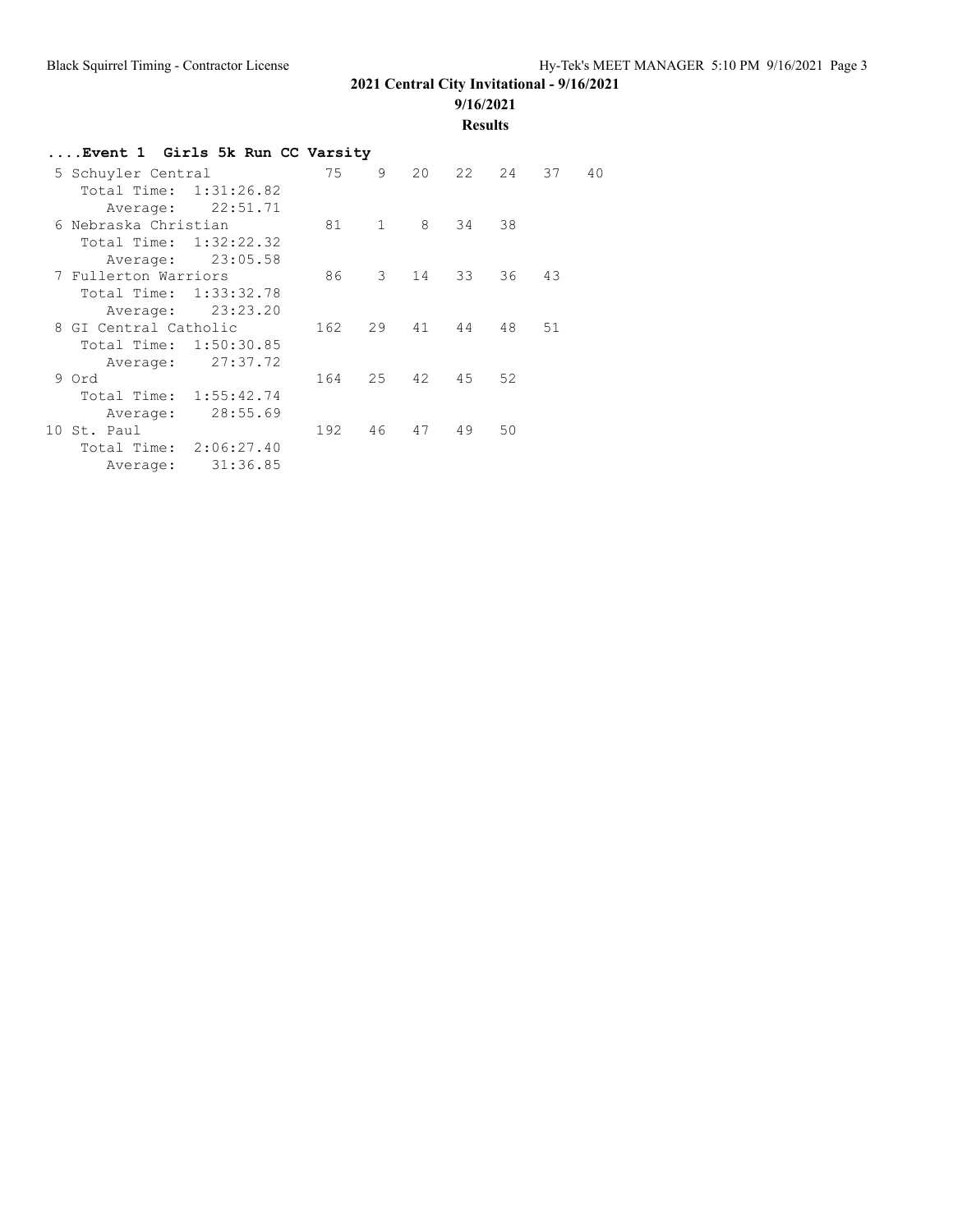**2021 Central City Invitational - 9/16/2021**

**9/16/2021**

**Results**

### ....Event 1 Girls 5k Run CC Varsity

```
 5 Schuyler Central          75    9   20   22   24   37   40
    Total Time:  1:31:26.82
       Average:    22:51.71
 6 Nebraska Christian        81    1    8   34   38
    Total Time:  1:32:22.32
       Average:    23:05.58
 7 Fullerton Warriors        86    3   14   33   36   43
    Total Time:  1:33:32.78
       Average:    23:23.20
 8 GI Central Catholic      162   29   41   44   48   51
    Total Time:  1:50:30.85
       Average:    27:37.72
 9 Ord                      164   25   42   45   52
    Total Time:  1:55:42.74
       Average:    28:55.69
10 St. Paul                 192   46   47   49   50
    Total Time:  2:06:27.40
       Average:    31:36.85
```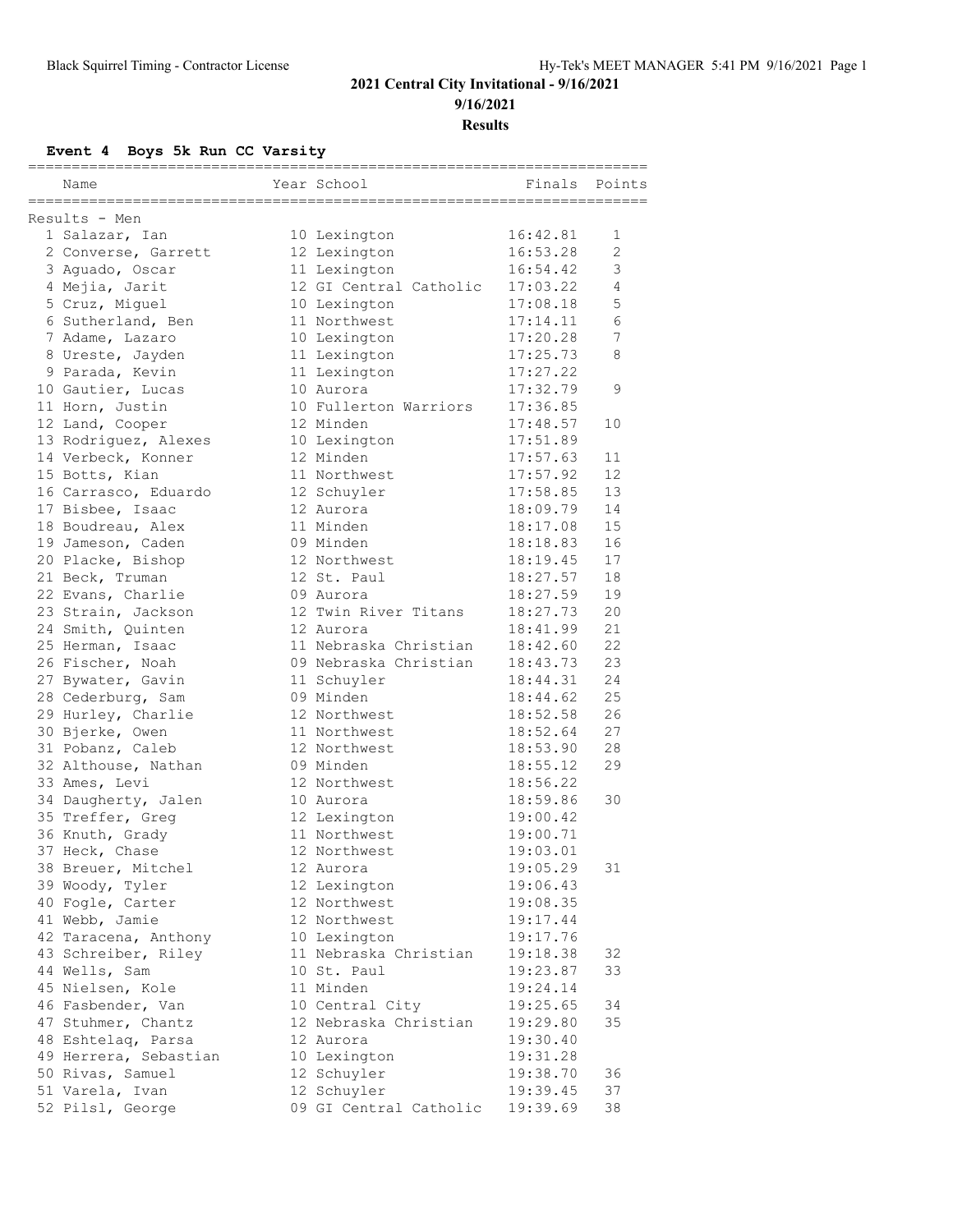## 2021 Central City Invitational - 9/16/2021

**9/16/2021**

**Results**

### Event 4 Boys 5k Run CC Varsity

Results - Men

| Place | Name | Year | School | Finals | Points |
|---|---|---|---|---|---|
| 1 | Salazar, Ian | 10 | Lexington | 16:42.81 | 1 |
| 2 | Converse, Garrett | 12 | Lexington | 16:53.28 | 2 |
| 3 | Aguado, Oscar | 11 | Lexington | 16:54.42 | 3 |
| 4 | Mejia, Jarit | 12 | GI Central Catholic | 17:03.22 | 4 |
| 5 | Cruz, Miguel | 10 | Lexington | 17:08.18 | 5 |
| 6 | Sutherland, Ben | 11 | Northwest | 17:14.11 | 6 |
| 7 | Adame, Lazaro | 10 | Lexington | 17:20.28 | 7 |
| 8 | Ureste, Jayden | 11 | Lexington | 17:25.73 | 8 |
| 9 | Parada, Kevin | 11 | Lexington | 17:27.22 | |
| 10 | Gautier, Lucas | 10 | Aurora | 17:32.79 | 9 |
| 11 | Horn, Justin | 10 | Fullerton Warriors | 17:36.85 | |
| 12 | Land, Cooper | 12 | Minden | 17:48.57 | 10 |
| 13 | Rodriguez, Alexes | 10 | Lexington | 17:51.89 | |
| 14 | Verbeck, Konner | 12 | Minden | 17:57.63 | 11 |
| 15 | Botts, Kian | 11 | Northwest | 17:57.92 | 12 |
| 16 | Carrasco, Eduardo | 12 | Schuyler | 17:58.85 | 13 |
| 17 | Bisbee, Isaac | 12 | Aurora | 18:09.79 | 14 |
| 18 | Boudreau, Alex | 11 | Minden | 18:17.08 | 15 |
| 19 | Jameson, Caden | 09 | Minden | 18:18.83 | 16 |
| 20 | Placke, Bishop | 12 | Northwest | 18:19.45 | 17 |
| 21 | Beck, Truman | 12 | St. Paul | 18:27.57 | 18 |
| 22 | Evans, Charlie | 09 | Aurora | 18:27.59 | 19 |
| 23 | Strain, Jackson | 12 | Twin River Titans | 18:27.73 | 20 |
| 24 | Smith, Quinten | 12 | Aurora | 18:41.99 | 21 |
| 25 | Herman, Isaac | 11 | Nebraska Christian | 18:42.60 | 22 |
| 26 | Fischer, Noah | 09 | Nebraska Christian | 18:43.73 | 23 |
| 27 | Bywater, Gavin | 11 | Schuyler | 18:44.31 | 24 |
| 28 | Cederburg, Sam | 09 | Minden | 18:44.62 | 25 |
| 29 | Hurley, Charlie | 12 | Northwest | 18:52.58 | 26 |
| 30 | Bjerke, Owen | 11 | Northwest | 18:52.64 | 27 |
| 31 | Pobanz, Caleb | 12 | Northwest | 18:53.90 | 28 |
| 32 | Althouse, Nathan | 09 | Minden | 18:55.12 | 29 |
| 33 | Ames, Levi | 12 | Northwest | 18:56.22 | |
| 34 | Daugherty, Jalen | 10 | Aurora | 18:59.86 | 30 |
| 35 | Treffer, Greg | 12 | Lexington | 19:00.42 | |
| 36 | Knuth, Grady | 11 | Northwest | 19:00.71 | |
| 37 | Heck, Chase | 12 | Northwest | 19:03.01 | |
| 38 | Breuer, Mitchel | 12 | Aurora | 19:05.29 | 31 |
| 39 | Woody, Tyler | 12 | Lexington | 19:06.43 | |
| 40 | Fogle, Carter | 12 | Northwest | 19:08.35 | |
| 41 | Webb, Jamie | 12 | Northwest | 19:17.44 | |
| 42 | Taracena, Anthony | 10 | Lexington | 19:17.76 | |
| 43 | Schreiber, Riley | 11 | Nebraska Christian | 19:18.38 | 32 |
| 44 | Wells, Sam | 10 | St. Paul | 19:23.87 | 33 |
| 45 | Nielsen, Kole | 11 | Minden | 19:24.14 | |
| 46 | Fasbender, Van | 10 | Central City | 19:25.65 | 34 |
| 47 | Stuhmer, Chantz | 12 | Nebraska Christian | 19:29.80 | 35 |
| 48 | Eshtelaq, Parsa | 12 | Aurora | 19:30.40 | |
| 49 | Herrera, Sebastian | 10 | Lexington | 19:31.28 | |
| 50 | Rivas, Samuel | 12 | Schuyler | 19:38.70 | 36 |
| 51 | Varela, Ivan | 12 | Schuyler | 19:39.45 | 37 |
| 52 | Pilsl, George | 09 | GI Central Catholic | 19:39.69 | 38 |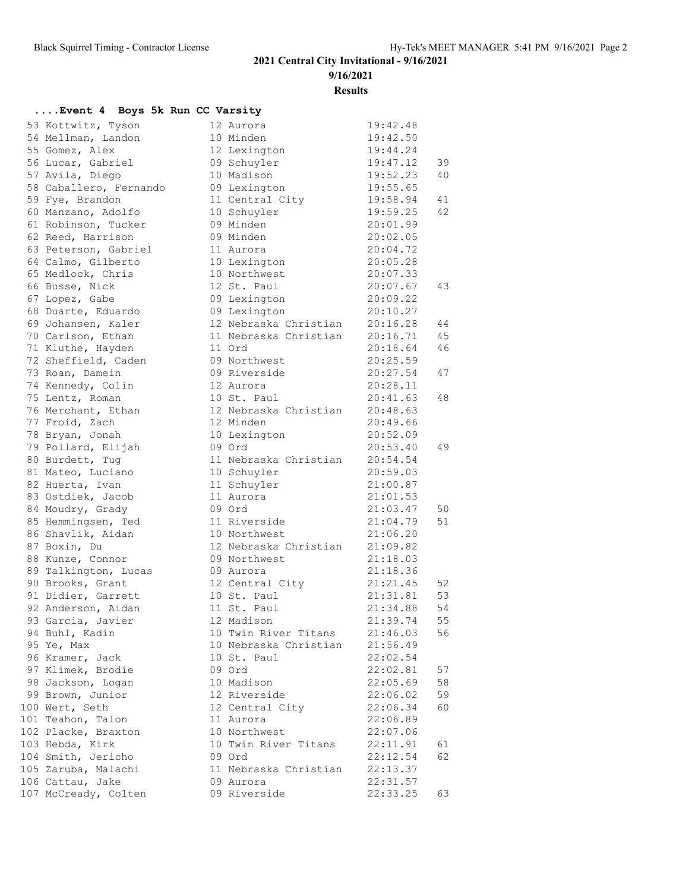# 2021 Central City Invitational - 9/16/2021

**9/16/2021**

**Results**

### ....Event 4 Boys 5k Run CC Varsity

| Place | Name | Yr | School | Time | Points |
|---|---|---|---|---|---|
| 53 | Kottwitz, Tyson | 12 | Aurora | 19:42.48 | |
| 54 | Mellman, Landon | 10 | Minden | 19:42.50 | |
| 55 | Gomez, Alex | 12 | Lexington | 19:44.24 | |
| 56 | Lucar, Gabriel | 09 | Schuyler | 19:47.12 | 39 |
| 57 | Avila, Diego | 10 | Madison | 19:52.23 | 40 |
| 58 | Caballero, Fernando | 09 | Lexington | 19:55.65 | |
| 59 | Fye, Brandon | 11 | Central City | 19:58.94 | 41 |
| 60 | Manzano, Adolfo | 10 | Schuyler | 19:59.25 | 42 |
| 61 | Robinson, Tucker | 09 | Minden | 20:01.99 | |
| 62 | Reed, Harrison | 09 | Minden | 20:02.05 | |
| 63 | Peterson, Gabriel | 11 | Aurora | 20:04.72 | |
| 64 | Calmo, Gilberto | 10 | Lexington | 20:05.28 | |
| 65 | Medlock, Chris | 10 | Northwest | 20:07.33 | |
| 66 | Busse, Nick | 12 | St. Paul | 20:07.67 | 43 |
| 67 | Lopez, Gabe | 09 | Lexington | 20:09.22 | |
| 68 | Duarte, Eduardo | 09 | Lexington | 20:10.27 | |
| 69 | Johansen, Kaler | 12 | Nebraska Christian | 20:16.28 | 44 |
| 70 | Carlson, Ethan | 11 | Nebraska Christian | 20:16.71 | 45 |
| 71 | Kluthe, Hayden | 11 | Ord | 20:18.64 | 46 |
| 72 | Sheffield, Caden | 09 | Northwest | 20:25.59 | |
| 73 | Roan, Damein | 09 | Riverside | 20:27.54 | 47 |
| 74 | Kennedy, Colin | 12 | Aurora | 20:28.11 | |
| 75 | Lentz, Roman | 10 | St. Paul | 20:41.63 | 48 |
| 76 | Merchant, Ethan | 12 | Nebraska Christian | 20:48.63 | |
| 77 | Froid, Zach | 12 | Minden | 20:49.66 | |
| 78 | Bryan, Jonah | 10 | Lexington | 20:52.09 | |
| 79 | Pollard, Elijah | 09 | Ord | 20:53.40 | 49 |
| 80 | Burdett, Tug | 11 | Nebraska Christian | 20:54.54 | |
| 81 | Mateo, Luciano | 10 | Schuyler | 20:59.03 | |
| 82 | Huerta, Ivan | 11 | Schuyler | 21:00.87 | |
| 83 | Ostdiek, Jacob | 11 | Aurora | 21:01.53 | |
| 84 | Moudry, Grady | 09 | Ord | 21:03.47 | 50 |
| 85 | Hemmingsen, Ted | 11 | Riverside | 21:04.79 | 51 |
| 86 | Shavlik, Aidan | 10 | Northwest | 21:06.20 | |
| 87 | Boxin, Du | 12 | Nebraska Christian | 21:09.82 | |
| 88 | Kunze, Connor | 09 | Northwest | 21:18.03 | |
| 89 | Talkington, Lucas | 09 | Aurora | 21:18.36 | |
| 90 | Brooks, Grant | 12 | Central City | 21:21.45 | 52 |
| 91 | Didier, Garrett | 10 | St. Paul | 21:31.81 | 53 |
| 92 | Anderson, Aidan | 11 | St. Paul | 21:34.88 | 54 |
| 93 | Garcia, Javier | 12 | Madison | 21:39.74 | 55 |
| 94 | Buhl, Kadin | 10 | Twin River Titans | 21:46.03 | 56 |
| 95 | Ye, Max | 10 | Nebraska Christian | 21:56.49 | |
| 96 | Kramer, Jack | 10 | St. Paul | 22:02.54 | |
| 97 | Klimek, Brodie | 09 | Ord | 22:02.81 | 57 |
| 98 | Jackson, Logan | 10 | Madison | 22:05.69 | 58 |
| 99 | Brown, Junior | 12 | Riverside | 22:06.02 | 59 |
| 100 | Wert, Seth | 12 | Central City | 22:06.34 | 60 |
| 101 | Teahon, Talon | 11 | Aurora | 22:06.89 | |
| 102 | Placke, Braxton | 10 | Northwest | 22:07.06 | |
| 103 | Hebda, Kirk | 10 | Twin River Titans | 22:11.91 | 61 |
| 104 | Smith, Jericho | 09 | Ord | 22:12.54 | 62 |
| 105 | Zaruba, Malachi | 11 | Nebraska Christian | 22:13.37 | |
| 106 | Cattau, Jake | 09 | Aurora | 22:31.57 | |
| 107 | McCready, Colten | 09 | Riverside | 22:33.25 | 63 |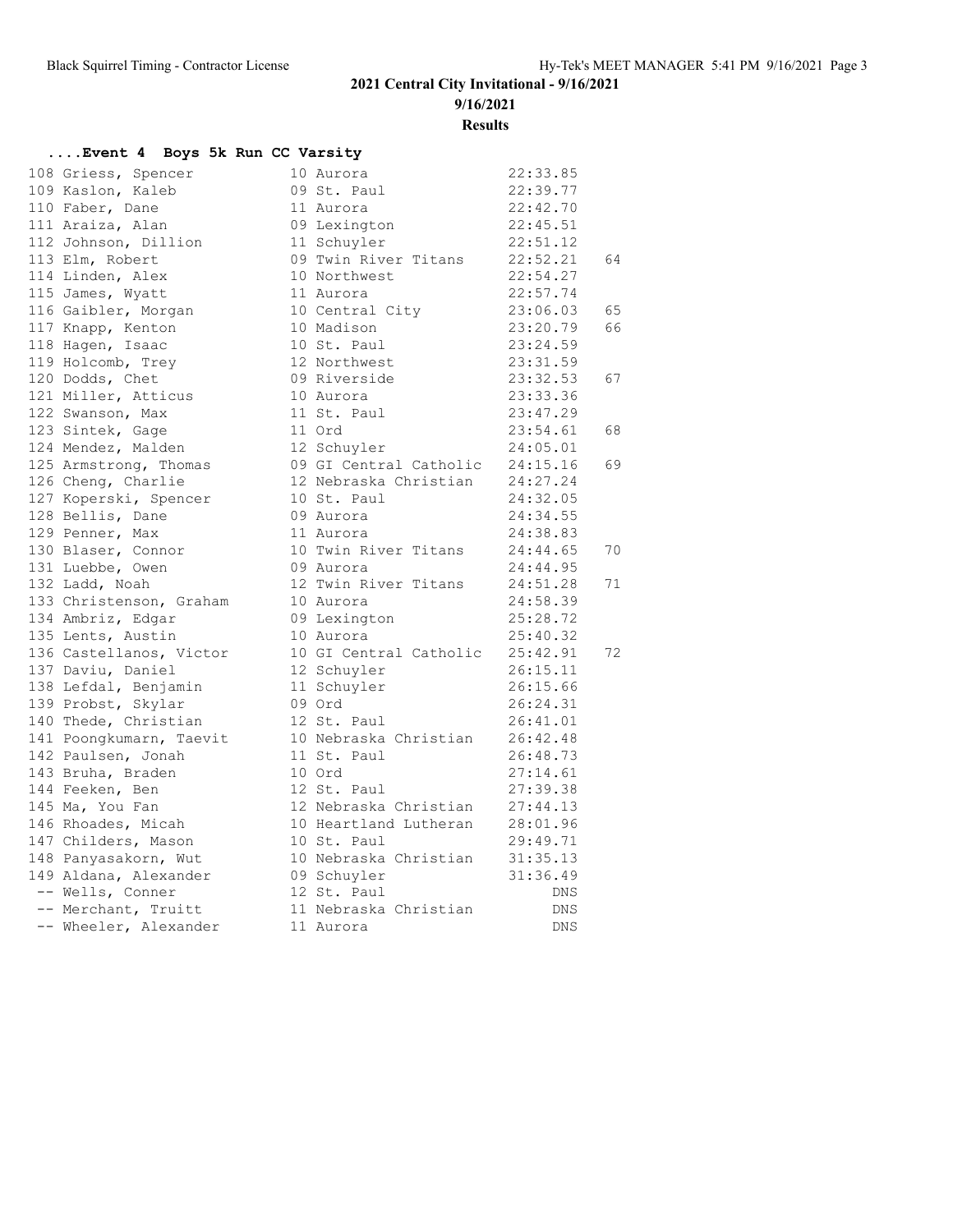**2021 Central City Invitational - 9/16/2021**

**9/16/2021**

**Results**

### ....Event 4 Boys 5k Run CC Varsity

| Place | Name | Yr | School | Time | Points |
|---|---|---|---|---|---|
| 108 | Griess, Spencer | 10 | Aurora | 22:33.85 | |
| 109 | Kaslon, Kaleb | 09 | St. Paul | 22:39.77 | |
| 110 | Faber, Dane | 11 | Aurora | 22:42.70 | |
| 111 | Araiza, Alan | 09 | Lexington | 22:45.51 | |
| 112 | Johnson, Dillion | 11 | Schuyler | 22:51.12 | |
| 113 | Elm, Robert | 09 | Twin River Titans | 22:52.21 | 64 |
| 114 | Linden, Alex | 10 | Northwest | 22:54.27 | |
| 115 | James, Wyatt | 11 | Aurora | 22:57.74 | |
| 116 | Gaibler, Morgan | 10 | Central City | 23:06.03 | 65 |
| 117 | Knapp, Kenton | 10 | Madison | 23:20.79 | 66 |
| 118 | Hagen, Isaac | 10 | St. Paul | 23:24.59 | |
| 119 | Holcomb, Trey | 12 | Northwest | 23:31.59 | |
| 120 | Dodds, Chet | 09 | Riverside | 23:32.53 | 67 |
| 121 | Miller, Atticus | 10 | Aurora | 23:33.36 | |
| 122 | Swanson, Max | 11 | St. Paul | 23:47.29 | |
| 123 | Sintek, Gage | 11 | Ord | 23:54.61 | 68 |
| 124 | Mendez, Malden | 12 | Schuyler | 24:05.01 | |
| 125 | Armstrong, Thomas | 09 | GI Central Catholic | 24:15.16 | 69 |
| 126 | Cheng, Charlie | 12 | Nebraska Christian | 24:27.24 | |
| 127 | Koperski, Spencer | 10 | St. Paul | 24:32.05 | |
| 128 | Bellis, Dane | 09 | Aurora | 24:34.55 | |
| 129 | Penner, Max | 11 | Aurora | 24:38.83 | |
| 130 | Blaser, Connor | 10 | Twin River Titans | 24:44.65 | 70 |
| 131 | Luebbe, Owen | 09 | Aurora | 24:44.95 | |
| 132 | Ladd, Noah | 12 | Twin River Titans | 24:51.28 | 71 |
| 133 | Christenson, Graham | 10 | Aurora | 24:58.39 | |
| 134 | Ambriz, Edgar | 09 | Lexington | 25:28.72 | |
| 135 | Lents, Austin | 10 | Aurora | 25:40.32 | |
| 136 | Castellanos, Victor | 10 | GI Central Catholic | 25:42.91 | 72 |
| 137 | Daviu, Daniel | 12 | Schuyler | 26:15.11 | |
| 138 | Lefdal, Benjamin | 11 | Schuyler | 26:15.66 | |
| 139 | Probst, Skylar | 09 | Ord | 26:24.31 | |
| 140 | Thede, Christian | 12 | St. Paul | 26:41.01 | |
| 141 | Poongkumarn, Taevit | 10 | Nebraska Christian | 26:42.48 | |
| 142 | Paulsen, Jonah | 11 | St. Paul | 26:48.73 | |
| 143 | Bruha, Braden | 10 | Ord | 27:14.61 | |
| 144 | Feeken, Ben | 12 | St. Paul | 27:39.38 | |
| 145 | Ma, You Fan | 12 | Nebraska Christian | 27:44.13 | |
| 146 | Rhoades, Micah | 10 | Heartland Lutheran | 28:01.96 | |
| 147 | Childers, Mason | 10 | St. Paul | 29:49.71 | |
| 148 | Panyasakorn, Wut | 10 | Nebraska Christian | 31:35.13 | |
| 149 | Aldana, Alexander | 09 | Schuyler | 31:36.49 | |
| -- | Wells, Conner | 12 | St. Paul | DNS | |
| -- | Merchant, Truitt | 11 | Nebraska Christian | DNS | |
| -- | Wheeler, Alexander | 11 | Aurora | DNS | |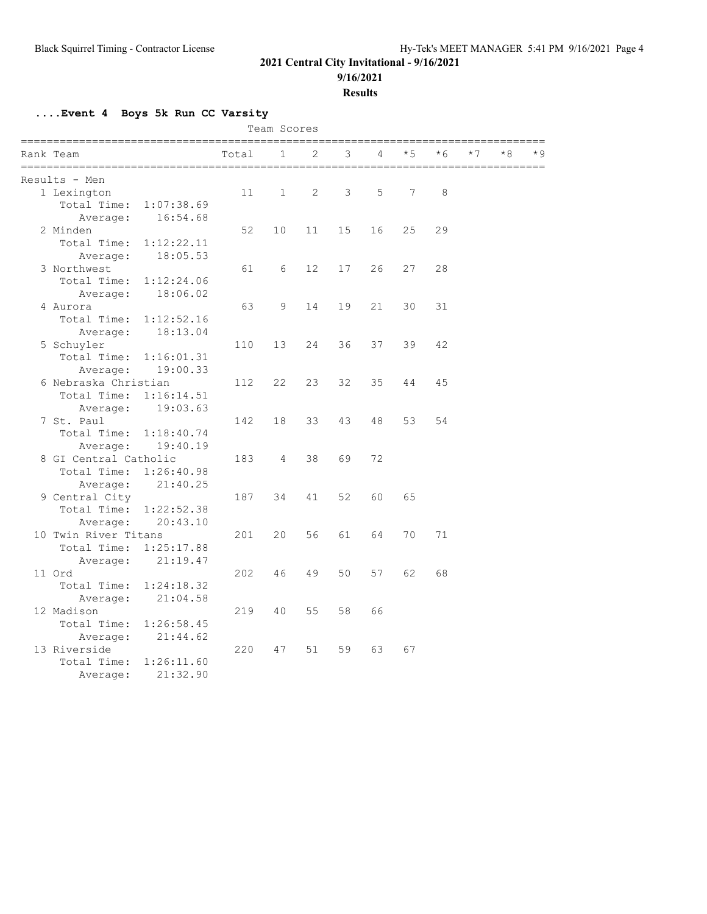## 2021 Central City Invitational - 9/16/2021

**9/16/2021**

**Results**

### ....Event 4 Boys 5k Run CC Varsity

Team Scores

| Rank | Team | Total | 1 | 2 | 3 | 4 | *5 | *6 | *7 | *8 | *9 |
|---|---|---|---|---|---|---|---|---|---|---|---|
| Results - Men | | | | | | | | | | | |
| 1 | Lexington | 11 | 1 | 2 | 3 | 5 | 7 | 8 | | | |
| | Total Time: 1:07:38.69 | | | | | | | | | | |
| | Average: 16:54.68 | | | | | | | | | | |
| 2 | Minden | 52 | 10 | 11 | 15 | 16 | 25 | 29 | | | |
| | Total Time: 1:12:22.11 | | | | | | | | | | |
| | Average: 18:05.53 | | | | | | | | | | |
| 3 | Northwest | 61 | 6 | 12 | 17 | 26 | 27 | 28 | | | |
| | Total Time: 1:12:24.06 | | | | | | | | | | |
| | Average: 18:06.02 | | | | | | | | | | |
| 4 | Aurora | 63 | 9 | 14 | 19 | 21 | 30 | 31 | | | |
| | Total Time: 1:12:52.16 | | | | | | | | | | |
| | Average: 18:13.04 | | | | | | | | | | |
| 5 | Schuyler | 110 | 13 | 24 | 36 | 37 | 39 | 42 | | | |
| | Total Time: 1:16:01.31 | | | | | | | | | | |
| | Average: 19:00.33 | | | | | | | | | | |
| 6 | Nebraska Christian | 112 | 22 | 23 | 32 | 35 | 44 | 45 | | | |
| | Total Time: 1:16:14.51 | | | | | | | | | | |
| | Average: 19:03.63 | | | | | | | | | | |
| 7 | St. Paul | 142 | 18 | 33 | 43 | 48 | 53 | 54 | | | |
| | Total Time: 1:18:40.74 | | | | | | | | | | |
| | Average: 19:40.19 | | | | | | | | | | |
| 8 | GI Central Catholic | 183 | 4 | 38 | 69 | 72 | | | | | |
| | Total Time: 1:26:40.98 | | | | | | | | | | |
| | Average: 21:40.25 | | | | | | | | | | |
| 9 | Central City | 187 | 34 | 41 | 52 | 60 | 65 | | | | |
| | Total Time: 1:22:52.38 | | | | | | | | | | |
| | Average: 20:43.10 | | | | | | | | | | |
| 10 | Twin River Titans | 201 | 20 | 56 | 61 | 64 | 70 | 71 | | | |
| | Total Time: 1:25:17.88 | | | | | | | | | | |
| | Average: 21:19.47 | | | | | | | | | | |
| 11 | Ord | 202 | 46 | 49 | 50 | 57 | 62 | 68 | | | |
| | Total Time: 1:24:18.32 | | | | | | | | | | |
| | Average: 21:04.58 | | | | | | | | | | |
| 12 | Madison | 219 | 40 | 55 | 58 | 66 | | | | | |
| | Total Time: 1:26:58.45 | | | | | | | | | | |
| | Average: 21:44.62 | | | | | | | | | | |
| 13 | Riverside | 220 | 47 | 51 | 59 | 63 | 67 | | | | |
| | Total Time: 1:26:11.60 | | | | | | | | | | |
| | Average: 21:32.90 | | | | | | | | | | |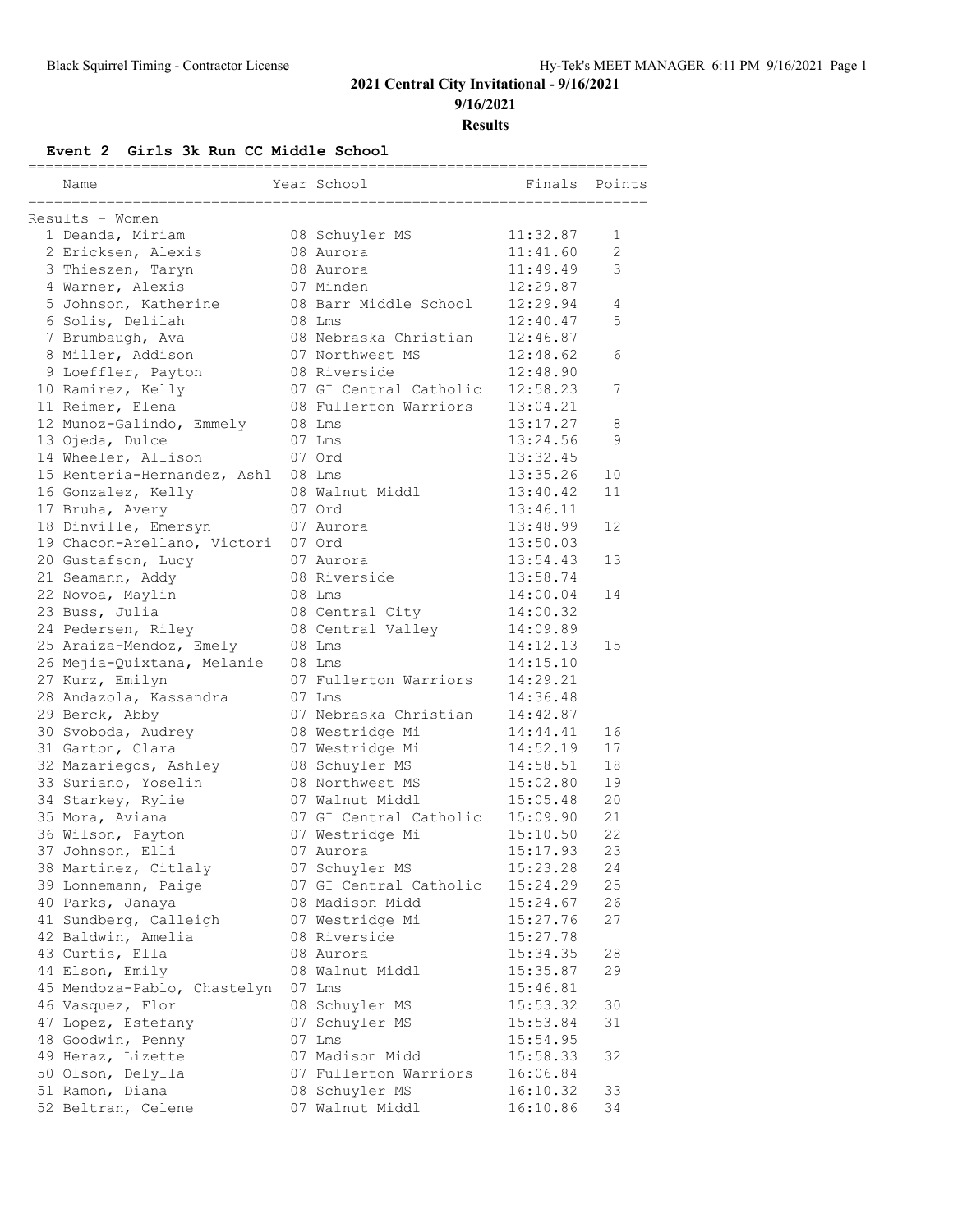## 2021 Central City Invitational - 9/16/2021

**9/16/2021**

**Results**

### Event 2 Girls 3k Run CC Middle School

| | Name | Year | School | Finals | Points |
|---|---|---|---|---|---|
| **Results - Women** | | | | | |
| 1 | Deanda, Miriam | 08 | Schuyler MS | 11:32.87 | 1 |
| 2 | Ericksen, Alexis | 08 | Aurora | 11:41.60 | 2 |
| 3 | Thieszen, Taryn | 08 | Aurora | 11:49.49 | 3 |
| 4 | Warner, Alexis | 07 | Minden | 12:29.87 | |
| 5 | Johnson, Katherine | 08 | Barr Middle School | 12:29.94 | 4 |
| 6 | Solis, Delilah | 08 | Lms | 12:40.47 | 5 |
| 7 | Brumbaugh, Ava | 08 | Nebraska Christian | 12:46.87 | |
| 8 | Miller, Addison | 07 | Northwest MS | 12:48.62 | 6 |
| 9 | Loeffler, Payton | 08 | Riverside | 12:48.90 | |
| 10 | Ramirez, Kelly | 07 | GI Central Catholic | 12:58.23 | 7 |
| 11 | Reimer, Elena | 08 | Fullerton Warriors | 13:04.21 | |
| 12 | Munoz-Galindo, Emmely | 08 | Lms | 13:17.27 | 8 |
| 13 | Ojeda, Dulce | 07 | Lms | 13:24.56 | 9 |
| 14 | Wheeler, Allison | 07 | Ord | 13:32.45 | |
| 15 | Renteria-Hernandez, Ashl | 08 | Lms | 13:35.26 | 10 |
| 16 | Gonzalez, Kelly | 08 | Walnut Middl | 13:40.42 | 11 |
| 17 | Bruha, Avery | 07 | Ord | 13:46.11 | |
| 18 | Dinville, Emersyn | 07 | Aurora | 13:48.99 | 12 |
| 19 | Chacon-Arellano, Victori | 07 | Ord | 13:50.03 | |
| 20 | Gustafson, Lucy | 07 | Aurora | 13:54.43 | 13 |
| 21 | Seamann, Addy | 08 | Riverside | 13:58.74 | |
| 22 | Novoa, Maylin | 08 | Lms | 14:00.04 | 14 |
| 23 | Buss, Julia | 08 | Central City | 14:00.32 | |
| 24 | Pedersen, Riley | 08 | Central Valley | 14:09.89 | |
| 25 | Araiza-Mendoz, Emely | 08 | Lms | 14:12.13 | 15 |
| 26 | Mejia-Quixtana, Melanie | 08 | Lms | 14:15.10 | |
| 27 | Kurz, Emilyn | 07 | Fullerton Warriors | 14:29.21 | |
| 28 | Andazola, Kassandra | 07 | Lms | 14:36.48 | |
| 29 | Berck, Abby | 07 | Nebraska Christian | 14:42.87 | |
| 30 | Svoboda, Audrey | 08 | Westridge Mi | 14:44.41 | 16 |
| 31 | Garton, Clara | 07 | Westridge Mi | 14:52.19 | 17 |
| 32 | Mazariegos, Ashley | 08 | Schuyler MS | 14:58.51 | 18 |
| 33 | Suriano, Yoselin | 08 | Northwest MS | 15:02.80 | 19 |
| 34 | Starkey, Rylie | 07 | Walnut Middl | 15:05.48 | 20 |
| 35 | Mora, Aviana | 07 | GI Central Catholic | 15:09.90 | 21 |
| 36 | Wilson, Payton | 07 | Westridge Mi | 15:10.50 | 22 |
| 37 | Johnson, Elli | 07 | Aurora | 15:17.93 | 23 |
| 38 | Martinez, Citlaly | 07 | Schuyler MS | 15:23.28 | 24 |
| 39 | Lonnemann, Paige | 07 | GI Central Catholic | 15:24.29 | 25 |
| 40 | Parks, Janaya | 08 | Madison Midd | 15:24.67 | 26 |
| 41 | Sundberg, Calleigh | 07 | Westridge Mi | 15:27.76 | 27 |
| 42 | Baldwin, Amelia | 08 | Riverside | 15:27.78 | |
| 43 | Curtis, Ella | 08 | Aurora | 15:34.35 | 28 |
| 44 | Elson, Emily | 08 | Walnut Middl | 15:35.87 | 29 |
| 45 | Mendoza-Pablo, Chastelyn | 07 | Lms | 15:46.81 | |
| 46 | Vasquez, Flor | 08 | Schuyler MS | 15:53.32 | 30 |
| 47 | Lopez, Estefany | 07 | Schuyler MS | 15:53.84 | 31 |
| 48 | Goodwin, Penny | 07 | Lms | 15:54.95 | |
| 49 | Heraz, Lizette | 07 | Madison Midd | 15:58.33 | 32 |
| 50 | Olson, Delylla | 07 | Fullerton Warriors | 16:06.84 | |
| 51 | Ramon, Diana | 08 | Schuyler MS | 16:10.32 | 33 |
| 52 | Beltran, Celene | 07 | Walnut Middl | 16:10.86 | 34 |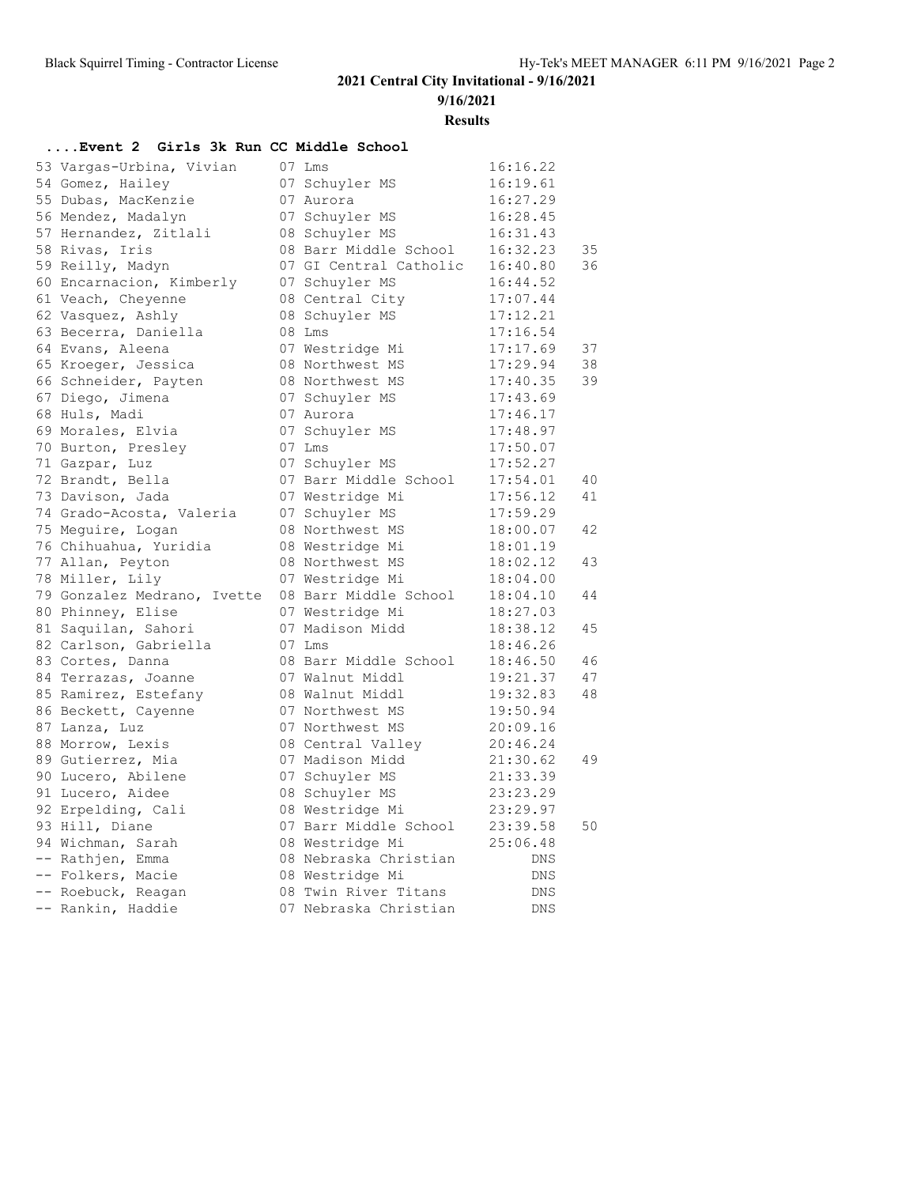## 2021 Central City Invitational - 9/16/2021

9/16/2021

**Results**

### ....Event 2 Girls 3k Run CC Middle School

| Place | Name | Yr | School | Time | Points |
|---|---|---|---|---|---|
| 53 | Vargas-Urbina, Vivian | 07 | Lms | 16:16.22 | |
| 54 | Gomez, Hailey | 07 | Schuyler MS | 16:19.61 | |
| 55 | Dubas, MacKenzie | 07 | Aurora | 16:27.29 | |
| 56 | Mendez, Madalyn | 07 | Schuyler MS | 16:28.45 | |
| 57 | Hernandez, Zitlali | 08 | Schuyler MS | 16:31.43 | |
| 58 | Rivas, Iris | 08 | Barr Middle School | 16:32.23 | 35 |
| 59 | Reilly, Madyn | 07 | GI Central Catholic | 16:40.80 | 36 |
| 60 | Encarnacion, Kimberly | 07 | Schuyler MS | 16:44.52 | |
| 61 | Veach, Cheyenne | 08 | Central City | 17:07.44 | |
| 62 | Vasquez, Ashly | 08 | Schuyler MS | 17:12.21 | |
| 63 | Becerra, Daniella | 08 | Lms | 17:16.54 | |
| 64 | Evans, Aleena | 07 | Westridge Mi | 17:17.69 | 37 |
| 65 | Kroeger, Jessica | 08 | Northwest MS | 17:29.94 | 38 |
| 66 | Schneider, Payten | 08 | Northwest MS | 17:40.35 | 39 |
| 67 | Diego, Jimena | 07 | Schuyler MS | 17:43.69 | |
| 68 | Huls, Madi | 07 | Aurora | 17:46.17 | |
| 69 | Morales, Elvia | 07 | Schuyler MS | 17:48.97 | |
| 70 | Burton, Presley | 07 | Lms | 17:50.07 | |
| 71 | Gazpar, Luz | 07 | Schuyler MS | 17:52.27 | |
| 72 | Brandt, Bella | 07 | Barr Middle School | 17:54.01 | 40 |
| 73 | Davison, Jada | 07 | Westridge Mi | 17:56.12 | 41 |
| 74 | Grado-Acosta, Valeria | 07 | Schuyler MS | 17:59.29 | |
| 75 | Meguire, Logan | 08 | Northwest MS | 18:00.07 | 42 |
| 76 | Chihuahua, Yuridia | 08 | Westridge Mi | 18:01.19 | |
| 77 | Allan, Peyton | 08 | Northwest MS | 18:02.12 | 43 |
| 78 | Miller, Lily | 07 | Westridge Mi | 18:04.00 | |
| 79 | Gonzalez Medrano, Ivette | 08 | Barr Middle School | 18:04.10 | 44 |
| 80 | Phinney, Elise | 07 | Westridge Mi | 18:27.03 | |
| 81 | Saquilan, Sahori | 07 | Madison Midd | 18:38.12 | 45 |
| 82 | Carlson, Gabriella | 07 | Lms | 18:46.26 | |
| 83 | Cortes, Danna | 08 | Barr Middle School | 18:46.50 | 46 |
| 84 | Terrazas, Joanne | 07 | Walnut Middl | 19:21.37 | 47 |
| 85 | Ramirez, Estefany | 08 | Walnut Middl | 19:32.83 | 48 |
| 86 | Beckett, Cayenne | 07 | Northwest MS | 19:50.94 | |
| 87 | Lanza, Luz | 07 | Northwest MS | 20:09.16 | |
| 88 | Morrow, Lexis | 08 | Central Valley | 20:46.24 | |
| 89 | Gutierrez, Mia | 07 | Madison Midd | 21:30.62 | 49 |
| 90 | Lucero, Abilene | 07 | Schuyler MS | 21:33.39 | |
| 91 | Lucero, Aidee | 08 | Schuyler MS | 23:23.29 | |
| 92 | Erpelding, Cali | 08 | Westridge Mi | 23:29.97 | |
| 93 | Hill, Diane | 07 | Barr Middle School | 23:39.58 | 50 |
| 94 | Wichman, Sarah | 08 | Westridge Mi | 25:06.48 | |
| -- | Rathjen, Emma | 08 | Nebraska Christian | DNS | |
| -- | Folkers, Macie | 08 | Westridge Mi | DNS | |
| -- | Roebuck, Reagan | 08 | Twin River Titans | DNS | |
| -- | Rankin, Haddie | 07 | Nebraska Christian | DNS | |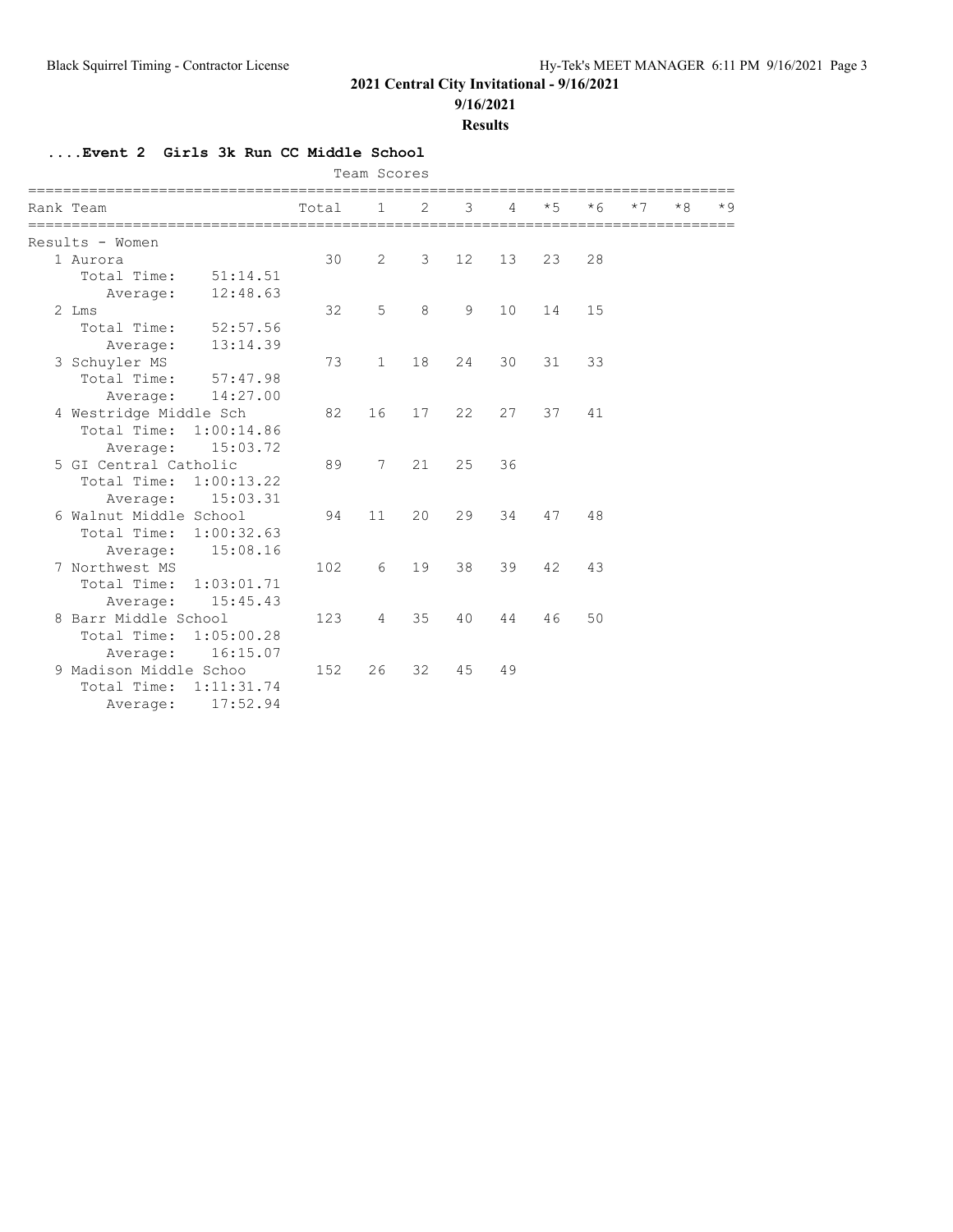**2021 Central City Invitational - 9/16/2021**

**9/16/2021**

**Results**

### ....Event 2 Girls 3k Run CC Middle School

Team Scores

| Rank | Team | Total | 1 | 2 | 3 | 4 | *5 | *6 | *7 | *8 | *9 |
|---|---|---|---|---|---|---|---|---|---|---|---|
| Results - Women | | | | | | | | | | | |
| 1 | Aurora | 30 | 2 | 3 | 12 | 13 | 23 | 28 | | | |
| | Total Time: 51:14.51 | | | | | | | | | | |
| | Average: 12:48.63 | | | | | | | | | | |
| 2 | Lms | 32 | 5 | 8 | 9 | 10 | 14 | 15 | | | |
| | Total Time: 52:57.56 | | | | | | | | | | |
| | Average: 13:14.39 | | | | | | | | | | |
| 3 | Schuyler MS | 73 | 1 | 18 | 24 | 30 | 31 | 33 | | | |
| | Total Time: 57:47.98 | | | | | | | | | | |
| | Average: 14:27.00 | | | | | | | | | | |
| 4 | Westridge Middle Sch | 82 | 16 | 17 | 22 | 27 | 37 | 41 | | | |
| | Total Time: 1:00:14.86 | | | | | | | | | | |
| | Average: 15:03.72 | | | | | | | | | | |
| 5 | GI Central Catholic | 89 | 7 | 21 | 25 | 36 | | | | | |
| | Total Time: 1:00:13.22 | | | | | | | | | | |
| | Average: 15:03.31 | | | | | | | | | | |
| 6 | Walnut Middle School | 94 | 11 | 20 | 29 | 34 | 47 | 48 | | | |
| | Total Time: 1:00:32.63 | | | | | | | | | | |
| | Average: 15:08.16 | | | | | | | | | | |
| 7 | Northwest MS | 102 | 6 | 19 | 38 | 39 | 42 | 43 | | | |
| | Total Time: 1:03:01.71 | | | | | | | | | | |
| | Average: 15:45.43 | | | | | | | | | | |
| 8 | Barr Middle School | 123 | 4 | 35 | 40 | 44 | 46 | 50 | | | |
| | Total Time: 1:05:00.28 | | | | | | | | | | |
| | Average: 16:15.07 | | | | | | | | | | |
| 9 | Madison Middle Schoo | 152 | 26 | 32 | 45 | 49 | | | | | |
| | Total Time: 1:11:31.74 | | | | | | | | | | |
| | Average: 17:52.94 | | | | | | | | | | |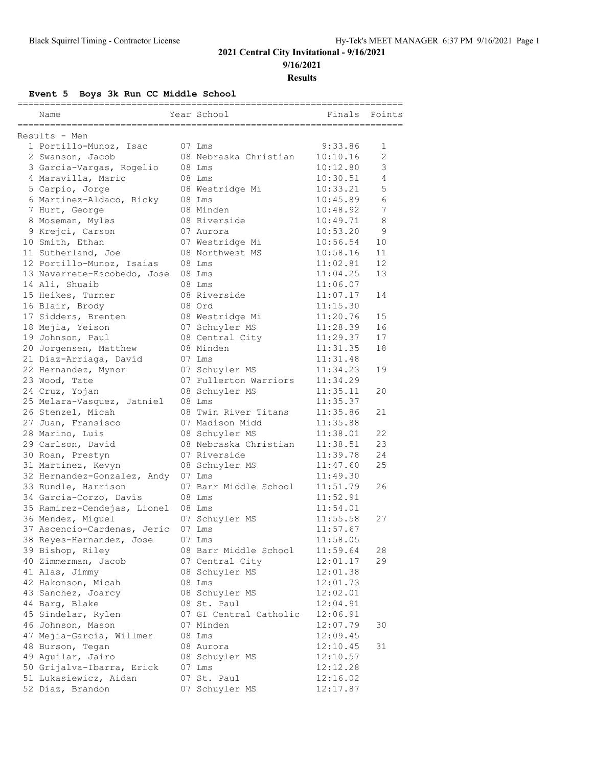## 2021 Central City Invitational - 9/16/2021

**9/16/2021**

**Results**

### Event 5 Boys 3k Run CC Middle School

Results - Men

| Place | Name | Year | School | Finals | Points |
|---|---|---|---|---|---|
| 1 | Portillo-Munoz, Isac | 07 | Lms | 9:33.86 | 1 |
| 2 | Swanson, Jacob | 08 | Nebraska Christian | 10:10.16 | 2 |
| 3 | Garcia-Vargas, Rogelio | 08 | Lms | 10:12.80 | 3 |
| 4 | Maravilla, Mario | 08 | Lms | 10:30.51 | 4 |
| 5 | Carpio, Jorge | 08 | Westridge Mi | 10:33.21 | 5 |
| 6 | Martinez-Aldaco, Ricky | 08 | Lms | 10:45.89 | 6 |
| 7 | Hurt, George | 08 | Minden | 10:48.92 | 7 |
| 8 | Moseman, Myles | 08 | Riverside | 10:49.71 | 8 |
| 9 | Krejci, Carson | 07 | Aurora | 10:53.20 | 9 |
| 10 | Smith, Ethan | 07 | Westridge Mi | 10:56.54 | 10 |
| 11 | Sutherland, Joe | 08 | Northwest MS | 10:58.16 | 11 |
| 12 | Portillo-Munoz, Isaias | 08 | Lms | 11:02.81 | 12 |
| 13 | Navarrete-Escobedo, Jose | 08 | Lms | 11:04.25 | 13 |
| 14 | Ali, Shuaib | 08 | Lms | 11:06.07 | |
| 15 | Heikes, Turner | 08 | Riverside | 11:07.17 | 14 |
| 16 | Blair, Brody | 08 | Ord | 11:15.30 | |
| 17 | Sidders, Brenten | 08 | Westridge Mi | 11:20.76 | 15 |
| 18 | Mejia, Yeison | 07 | Schuyler MS | 11:28.39 | 16 |
| 19 | Johnson, Paul | 08 | Central City | 11:29.37 | 17 |
| 20 | Jorgensen, Matthew | 08 | Minden | 11:31.35 | 18 |
| 21 | Diaz-Arriaga, David | 07 | Lms | 11:31.48 | |
| 22 | Hernandez, Mynor | 07 | Schuyler MS | 11:34.23 | 19 |
| 23 | Wood, Tate | 07 | Fullerton Warriors | 11:34.29 | |
| 24 | Cruz, Yojan | 08 | Schuyler MS | 11:35.11 | 20 |
| 25 | Melara-Vasquez, Jatniel | 08 | Lms | 11:35.37 | |
| 26 | Stenzel, Micah | 08 | Twin River Titans | 11:35.86 | 21 |
| 27 | Juan, Fransisco | 07 | Madison Midd | 11:35.88 | |
| 28 | Marino, Luis | 08 | Schuyler MS | 11:38.01 | 22 |
| 29 | Carlson, David | 08 | Nebraska Christian | 11:38.51 | 23 |
| 30 | Roan, Prestyn | 07 | Riverside | 11:39.78 | 24 |
| 31 | Martinez, Kevyn | 08 | Schuyler MS | 11:47.60 | 25 |
| 32 | Hernandez-Gonzalez, Andy | 07 | Lms | 11:49.30 | |
| 33 | Rundle, Harrison | 07 | Barr Middle School | 11:51.79 | 26 |
| 34 | Garcia-Corzo, Davis | 08 | Lms | 11:52.91 | |
| 35 | Ramirez-Cendejas, Lionel | 08 | Lms | 11:54.01 | |
| 36 | Mendez, Miguel | 07 | Schuyler MS | 11:55.58 | 27 |
| 37 | Ascencio-Cardenas, Jeric | 07 | Lms | 11:57.67 | |
| 38 | Reyes-Hernandez, Jose | 07 | Lms | 11:58.05 | |
| 39 | Bishop, Riley | 08 | Barr Middle School | 11:59.64 | 28 |
| 40 | Zimmerman, Jacob | 07 | Central City | 12:01.17 | 29 |
| 41 | Alas, Jimmy | 08 | Schuyler MS | 12:01.38 | |
| 42 | Hakonson, Micah | 08 | Lms | 12:01.73 | |
| 43 | Sanchez, Joarcy | 08 | Schuyler MS | 12:02.01 | |
| 44 | Barg, Blake | 08 | St. Paul | 12:04.91 | |
| 45 | Sindelar, Rylen | 07 | GI Central Catholic | 12:06.91 | |
| 46 | Johnson, Mason | 07 | Minden | 12:07.79 | 30 |
| 47 | Mejia-Garcia, Willmer | 08 | Lms | 12:09.45 | |
| 48 | Burson, Tegan | 08 | Aurora | 12:10.45 | 31 |
| 49 | Aguilar, Jairo | 08 | Schuyler MS | 12:10.57 | |
| 50 | Grijalva-Ibarra, Erick | 07 | Lms | 12:12.28 | |
| 51 | Lukasiewicz, Aidan | 07 | St. Paul | 12:16.02 | |
| 52 | Diaz, Brandon | 07 | Schuyler MS | 12:17.87 | |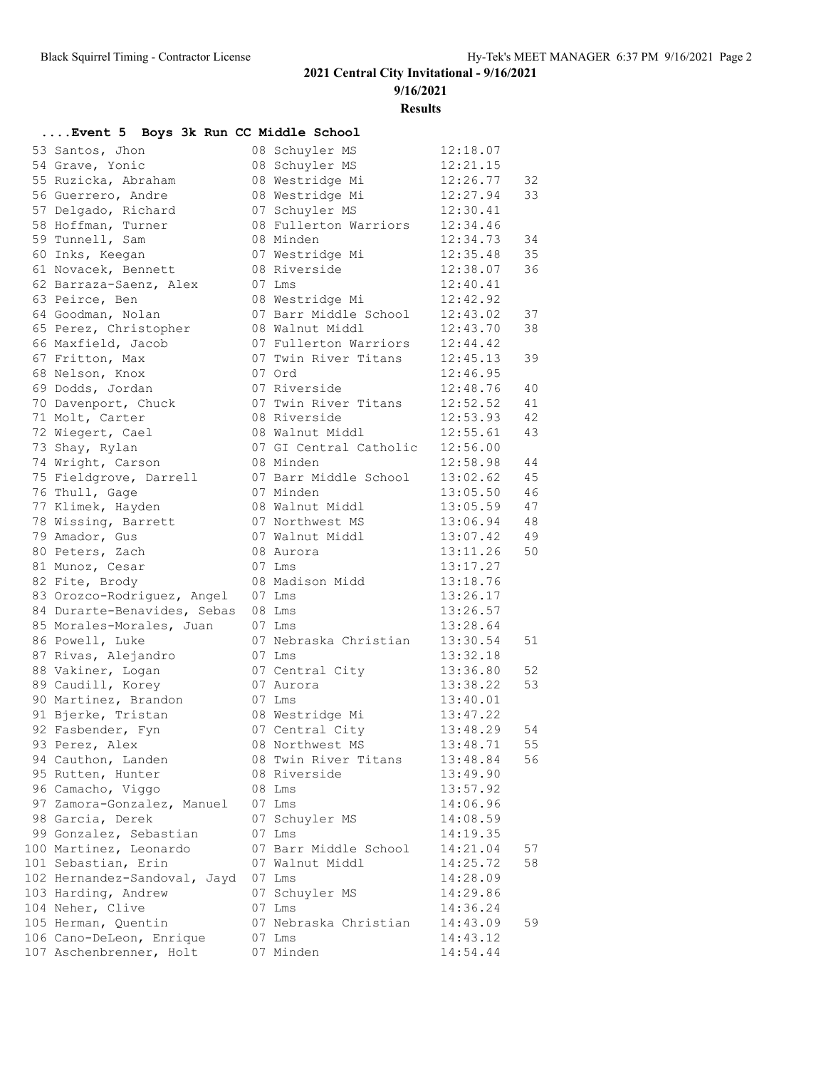## 2021 Central City Invitational - 9/16/2021

9/16/2021

**Results**

### ....Event 5 Boys 3k Run CC Middle School

| Place | Name | Yr | School | Time | Points |
|---|---|---|---|---|---|
| 53 | Santos, Jhon | 08 | Schuyler MS | 12:18.07 | |
| 54 | Grave, Yonic | 08 | Schuyler MS | 12:21.15 | |
| 55 | Ruzicka, Abraham | 08 | Westridge Mi | 12:26.77 | 32 |
| 56 | Guerrero, Andre | 08 | Westridge Mi | 12:27.94 | 33 |
| 57 | Delgado, Richard | 07 | Schuyler MS | 12:30.41 | |
| 58 | Hoffman, Turner | 08 | Fullerton Warriors | 12:34.46 | |
| 59 | Tunnell, Sam | 08 | Minden | 12:34.73 | 34 |
| 60 | Inks, Keegan | 07 | Westridge Mi | 12:35.48 | 35 |
| 61 | Novacek, Bennett | 08 | Riverside | 12:38.07 | 36 |
| 62 | Barraza-Saenz, Alex | 07 | Lms | 12:40.41 | |
| 63 | Peirce, Ben | 08 | Westridge Mi | 12:42.92 | |
| 64 | Goodman, Nolan | 07 | Barr Middle School | 12:43.02 | 37 |
| 65 | Perez, Christopher | 08 | Walnut Middl | 12:43.70 | 38 |
| 66 | Maxfield, Jacob | 07 | Fullerton Warriors | 12:44.42 | |
| 67 | Fritton, Max | 07 | Twin River Titans | 12:45.13 | 39 |
| 68 | Nelson, Knox | 07 | Ord | 12:46.95 | |
| 69 | Dodds, Jordan | 07 | Riverside | 12:48.76 | 40 |
| 70 | Davenport, Chuck | 07 | Twin River Titans | 12:52.52 | 41 |
| 71 | Molt, Carter | 08 | Riverside | 12:53.93 | 42 |
| 72 | Wiegert, Cael | 08 | Walnut Middl | 12:55.61 | 43 |
| 73 | Shay, Rylan | 07 | GI Central Catholic | 12:56.00 | |
| 74 | Wright, Carson | 08 | Minden | 12:58.98 | 44 |
| 75 | Fieldgrove, Darrell | 07 | Barr Middle School | 13:02.62 | 45 |
| 76 | Thull, Gage | 07 | Minden | 13:05.50 | 46 |
| 77 | Klimek, Hayden | 08 | Walnut Middl | 13:05.59 | 47 |
| 78 | Wissing, Barrett | 07 | Northwest MS | 13:06.94 | 48 |
| 79 | Amador, Gus | 07 | Walnut Middl | 13:07.42 | 49 |
| 80 | Peters, Zach | 08 | Aurora | 13:11.26 | 50 |
| 81 | Munoz, Cesar | 07 | Lms | 13:17.27 | |
| 82 | Fite, Brody | 08 | Madison Midd | 13:18.76 | |
| 83 | Orozco-Rodriguez, Angel | 07 | Lms | 13:26.17 | |
| 84 | Durarte-Benavides, Sebas | 08 | Lms | 13:26.57 | |
| 85 | Morales-Morales, Juan | 07 | Lms | 13:28.64 | |
| 86 | Powell, Luke | 07 | Nebraska Christian | 13:30.54 | 51 |
| 87 | Rivas, Alejandro | 07 | Lms | 13:32.18 | |
| 88 | Vakiner, Logan | 07 | Central City | 13:36.80 | 52 |
| 89 | Caudill, Korey | 07 | Aurora | 13:38.22 | 53 |
| 90 | Martinez, Brandon | 07 | Lms | 13:40.01 | |
| 91 | Bjerke, Tristan | 08 | Westridge Mi | 13:47.22 | |
| 92 | Fasbender, Fyn | 07 | Central City | 13:48.29 | 54 |
| 93 | Perez, Alex | 08 | Northwest MS | 13:48.71 | 55 |
| 94 | Cauthon, Landen | 08 | Twin River Titans | 13:48.84 | 56 |
| 95 | Rutten, Hunter | 08 | Riverside | 13:49.90 | |
| 96 | Camacho, Viggo | 08 | Lms | 13:57.92 | |
| 97 | Zamora-Gonzalez, Manuel | 07 | Lms | 14:06.96 | |
| 98 | Garcia, Derek | 07 | Schuyler MS | 14:08.59 | |
| 99 | Gonzalez, Sebastian | 07 | Lms | 14:19.35 | |
| 100 | Martinez, Leonardo | 07 | Barr Middle School | 14:21.04 | 57 |
| 101 | Sebastian, Erin | 07 | Walnut Middl | 14:25.72 | 58 |
| 102 | Hernandez-Sandoval, Jayd | 07 | Lms | 14:28.09 | |
| 103 | Harding, Andrew | 07 | Schuyler MS | 14:29.86 | |
| 104 | Neher, Clive | 07 | Lms | 14:36.24 | |
| 105 | Herman, Quentin | 07 | Nebraska Christian | 14:43.09 | 59 |
| 106 | Cano-DeLeon, Enrique | 07 | Lms | 14:43.12 | |
| 107 | Aschenbrenner, Holt | 07 | Minden | 14:54.44 | |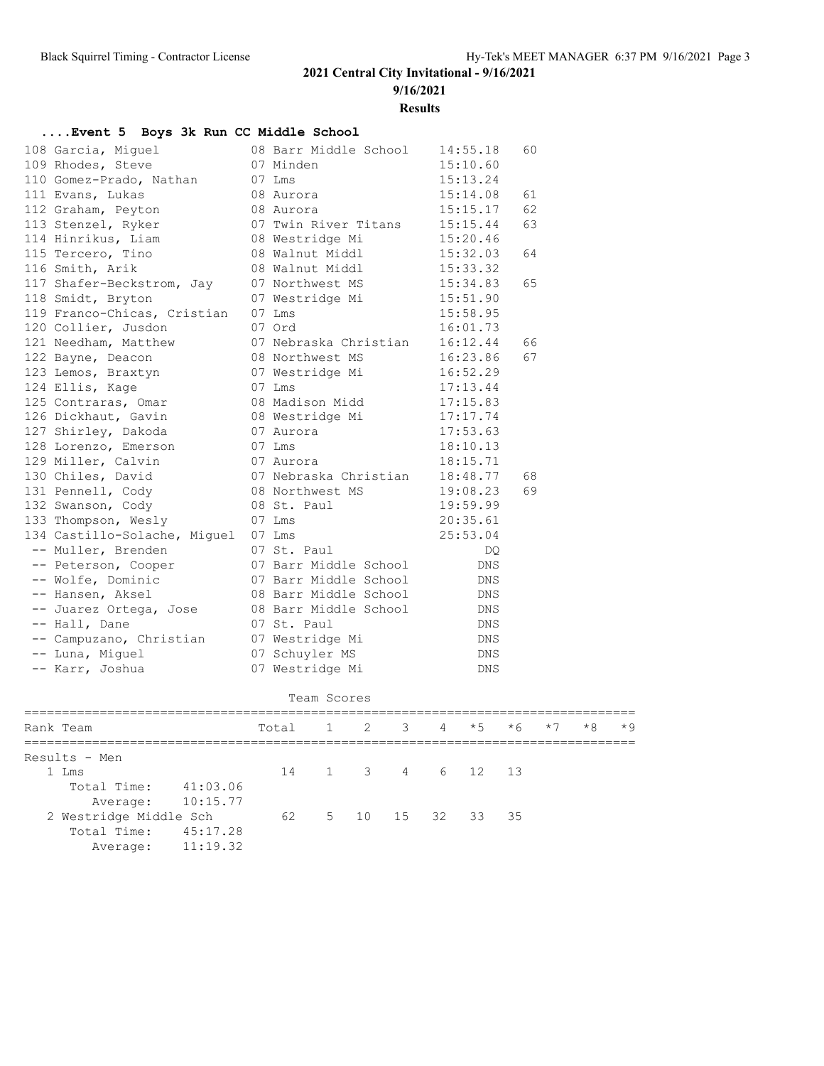**2021 Central City Invitational - 9/16/2021**

**9/16/2021**

**Results**

### ....Event 5 Boys 3k Run CC Middle School

| Place | Name | Yr | School | Time | Points |
|---|---|---|---|---|---|
| 108 | Garcia, Miguel | 08 | Barr Middle School | 14:55.18 | 60 |
| 109 | Rhodes, Steve | 07 | Minden | 15:10.60 | |
| 110 | Gomez-Prado, Nathan | 07 | Lms | 15:13.24 | |
| 111 | Evans, Lukas | 08 | Aurora | 15:14.08 | 61 |
| 112 | Graham, Peyton | 08 | Aurora | 15:15.17 | 62 |
| 113 | Stenzel, Ryker | 07 | Twin River Titans | 15:15.44 | 63 |
| 114 | Hinrikus, Liam | 08 | Westridge Mi | 15:20.46 | |
| 115 | Tercero, Tino | 08 | Walnut Middl | 15:32.03 | 64 |
| 116 | Smith, Arik | 08 | Walnut Middl | 15:33.32 | |
| 117 | Shafer-Beckstrom, Jay | 07 | Northwest MS | 15:34.83 | 65 |
| 118 | Smidt, Bryton | 07 | Westridge Mi | 15:51.90 | |
| 119 | Franco-Chicas, Cristian | 07 | Lms | 15:58.95 | |
| 120 | Collier, Jusdon | 07 | Ord | 16:01.73 | |
| 121 | Needham, Matthew | 07 | Nebraska Christian | 16:12.44 | 66 |
| 122 | Bayne, Deacon | 08 | Northwest MS | 16:23.86 | 67 |
| 123 | Lemos, Braxtyn | 07 | Westridge Mi | 16:52.29 | |
| 124 | Ellis, Kage | 07 | Lms | 17:13.44 | |
| 125 | Contraras, Omar | 08 | Madison Midd | 17:15.83 | |
| 126 | Dickhaut, Gavin | 08 | Westridge Mi | 17:17.74 | |
| 127 | Shirley, Dakoda | 07 | Aurora | 17:53.63 | |
| 128 | Lorenzo, Emerson | 07 | Lms | 18:10.13 | |
| 129 | Miller, Calvin | 07 | Aurora | 18:15.71 | |
| 130 | Chiles, David | 07 | Nebraska Christian | 18:48.77 | 68 |
| 131 | Pennell, Cody | 08 | Northwest MS | 19:08.23 | 69 |
| 132 | Swanson, Cody | 08 | St. Paul | 19:59.99 | |
| 133 | Thompson, Wesly | 07 | Lms | 20:35.61 | |
| 134 | Castillo-Solache, Miguel | 07 | Lms | 25:53.04 | |
| -- | Muller, Brenden | 07 | St. Paul | DQ | |
| -- | Peterson, Cooper | 07 | Barr Middle School | DNS | |
| -- | Wolfe, Dominic | 07 | Barr Middle School | DNS | |
| -- | Hansen, Aksel | 08 | Barr Middle School | DNS | |
| -- | Juarez Ortega, Jose | 08 | Barr Middle School | DNS | |
| -- | Hall, Dane | 07 | St. Paul | DNS | |
| -- | Campuzano, Christian | 07 | Westridge Mi | DNS | |
| -- | Luna, Miguel | 07 | Schuyler MS | DNS | |
| -- | Karr, Joshua | 07 | Westridge Mi | DNS | |

Team Scores

| Rank | Team | Total | 1 | 2 | 3 | 4 | *5 | *6 | *7 | *8 | *9 |
|---|---|---|---|---|---|---|---|---|---|---|---|
| Results - Men | | | | | | | | | | | |
| 1 | Lms | 14 | 1 | 3 | 4 | 6 | 12 | 13 | | | |
| | Total Time: 41:03.06 | | | | | | | | | | |
| | Average: 10:15.77 | | | | | | | | | | |
| 2 | Westridge Middle Sch | 62 | 5 | 10 | 15 | 32 | 33 | 35 | | | |
| | Total Time: 45:17.28 | | | | | | | | | | |
| | Average: 11:19.32 | | | | | | | | | | |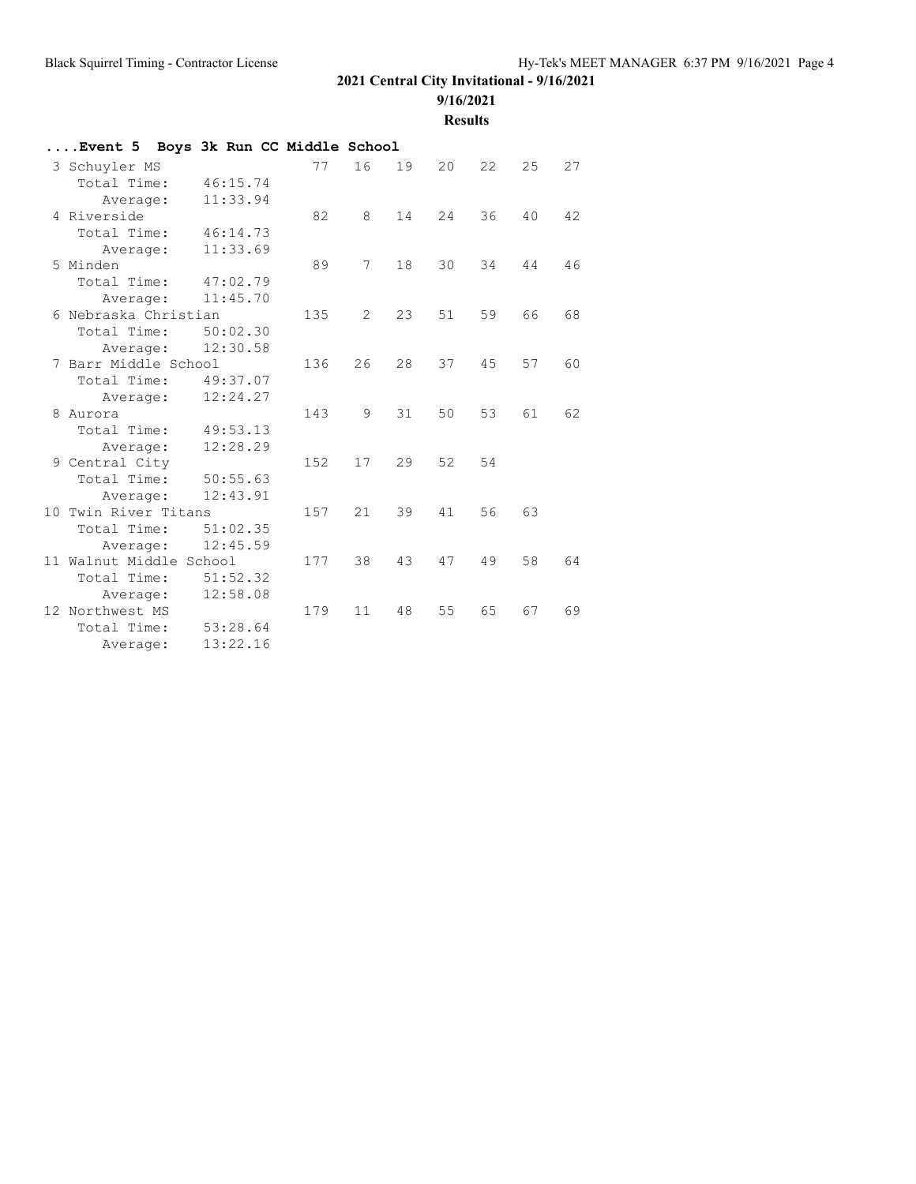**2021 Central City Invitational - 9/16/2021**

**9/16/2021**

**Results**

### ....Event 5 Boys 3k Run CC Middle School

| | | | | | | | | |
|---|---|---|---|---|---|---|---|---|
| 3 Schuyler MS | 77 | 16 | 19 | 20 | 22 | 25 | 27 |
| Total Time: 46:15.74 | | | | | | | |
| Average: 11:33.94 | | | | | | | |
| 4 Riverside | 82 | 8 | 14 | 24 | 36 | 40 | 42 |
| Total Time: 46:14.73 | | | | | | | |
| Average: 11:33.69 | | | | | | | |
| 5 Minden | 89 | 7 | 18 | 30 | 34 | 44 | 46 |
| Total Time: 47:02.79 | | | | | | | |
| Average: 11:45.70 | | | | | | | |
| 6 Nebraska Christian | 135 | 2 | 23 | 51 | 59 | 66 | 68 |
| Total Time: 50:02.30 | | | | | | | |
| Average: 12:30.58 | | | | | | | |
| 7 Barr Middle School | 136 | 26 | 28 | 37 | 45 | 57 | 60 |
| Total Time: 49:37.07 | | | | | | | |
| Average: 12:24.27 | | | | | | | |
| 8 Aurora | 143 | 9 | 31 | 50 | 53 | 61 | 62 |
| Total Time: 49:53.13 | | | | | | | |
| Average: 12:28.29 | | | | | | | |
| 9 Central City | 152 | 17 | 29 | 52 | 54 | | |
| Total Time: 50:55.63 | | | | | | | |
| Average: 12:43.91 | | | | | | | |
| 10 Twin River Titans | 157 | 21 | 39 | 41 | 56 | 63 | |
| Total Time: 51:02.35 | | | | | | | |
| Average: 12:45.59 | | | | | | | |
| 11 Walnut Middle School | 177 | 38 | 43 | 47 | 49 | 58 | 64 |
| Total Time: 51:52.32 | | | | | | | |
| Average: 12:58.08 | | | | | | | |
| 12 Northwest MS | 179 | 11 | 48 | 55 | 65 | 67 | 69 |
| Total Time: 53:28.64 | | | | | | | |
| Average: 13:22.16 | | | | | | | |